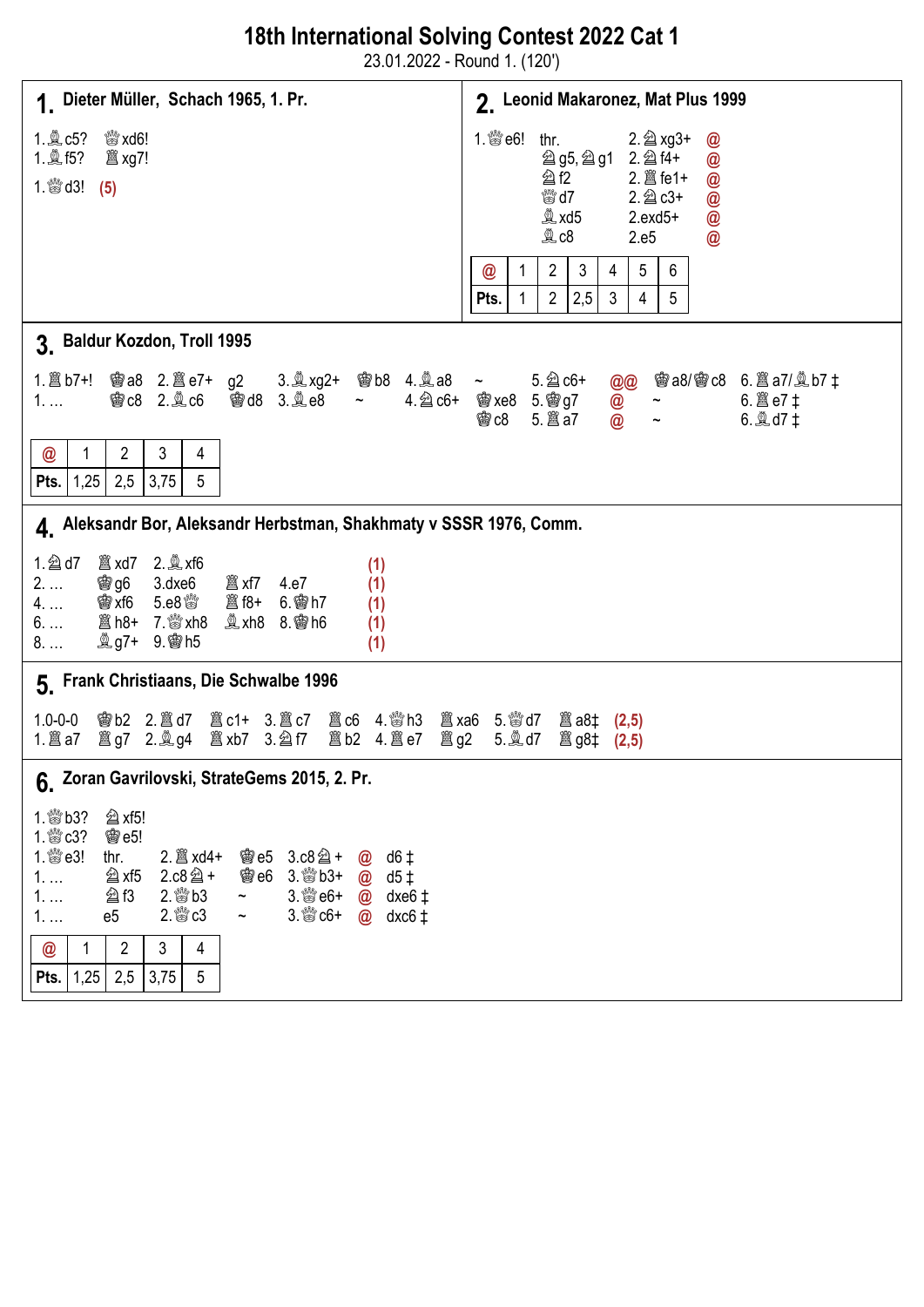# 18th International Solving Contest 2022 Cat 1

23.01.2022 - Round 1. (120')

## 1. Dieter Müller, Schach 1965, 1. Pr.

1.♗c5? ♕xd6!
1.♗f5? ♖xg7!
1.♕d3! **(5)**

## 2. Leonid Makaronez, Mat Plus 1999

| | | | |
|---|---|---|---|
| 1.♕e6! | thr. | 2.♘xg3+ | @ |
| | ♘g5, ♘g1 | 2.♘f4+ | @ |
| | ♘f2 | 2.♖fe1+ | @ |
| | ♕d7 | 2.♘c3+ | @ |
| | ♗xd5 | 2.exd5+ | @ |
| | ♗c8 | 2.e5 | @ |

| @ | 1 | 2 | 3 | 4 | 5 | 6 |
|---|---|---|---|---|---|---|
| Pts. | 1 | 2 | 2,5 | 3 | 4 | 5 |

## 3. Baldur Kozdon, Troll 1995

| | | | | | | | | | | | |
|---|---|---|---|---|---|---|---|---|---|---|---|
| 1.♖b7+! | ♔a8 | 2.♖e7+ | g2 | 3.♗xg2+ | ♔b8 | 4.♗a8 | ~ | 5.♘c6+ | @@ | ♔a8/♔c8 | 6.♖a7/♗b7 ‡ |
| 1. ... | ♔c8 | 2.♗c6 | ♔d8 | 3.♗e8 | ~ | 4.♘c6+ | ♔xe8 | 5.♔g7 | @ | ~ | 6.♖e7 ‡ |
| | | | | | | | ♔c8 | 5.♖a7 | @ | ~ | 6.♗d7 ‡ |

| @ | 1 | 2 | 3 | 4 |
|---|---|---|---|---|
| Pts. | 1,25 | 2,5 | 3,75 | 5 |

## 4. Aleksandr Bor, Aleksandr Herbstman, Shakhmaty v SSSR 1976, Comm.

| | | | | | | |
|---|---|---|---|---|---|---|
| 1.♘d7 | ♖xd7 | 2.♗xf6 | | | | (1) |
| 2. ... | ♔g6 | 3.dxe6 | ♖xf7 | 4.e7 | | (1) |
| 4. ... | ♔xf6 | 5.e8♕ | ♖f8+ | 6.♔h7 | | (1) |
| 6. ... | ♖h8+ | 7.♕xh8 | ♗xh8 | 8.♔h6 | | (1) |
| 8. ... | ♗g7+ | 9.♔h5 | | | | (1) |

## 5. Frank Christiaans, Die Schwalbe 1996

| | | | | | | | | | | |
|---|---|---|---|---|---|---|---|---|---|---|
| 1.0-0-0 | ♔b2 | 2.♖d7 | ♖c1+ | 3.♖c7 | ♖c6 | 4.♕h3 | ♖xa6 | 5.♕d7 | ♖a8‡ | (2,5) |
| 1.♖a7 | ♖g7 | 2.♗g4 | ♖xb7 | 3.♘f7 | ♖b2 | 4.♖e7 | ♖g2 | 5.♗d7 | ♖g8‡ | (2,5) |

## 6. Zoran Gavrilovski, StrateGems 2015, 2. Pr.

1.♕b3? ♘xf5!
1.♕c3? ♔e5!

| | | | | | | |
|---|---|---|---|---|---|---|
| 1.♕e3! | thr. | 2.♖xd4+ | ♔e5 | 3.c8♘+ | @ | d6 ‡ |
| 1. ... | ♘xf5 | 2.c8♘+ | ♔e6 | 3.♕b3+ | @ | d5 ‡ |
| 1. ... | ♘f3 | 2.♕b3 | ~ | 3.♕e6+ | @ | dxe6 ‡ |
| 1. ... | e5 | 2.♕c3 | ~ | 3.♕c6+ | @ | dxc6 ‡ |

| @ | 1 | 2 | 3 | 4 |
|---|---|---|---|---|
| Pts. | 1,25 | 2,5 | 3,75 | 5 |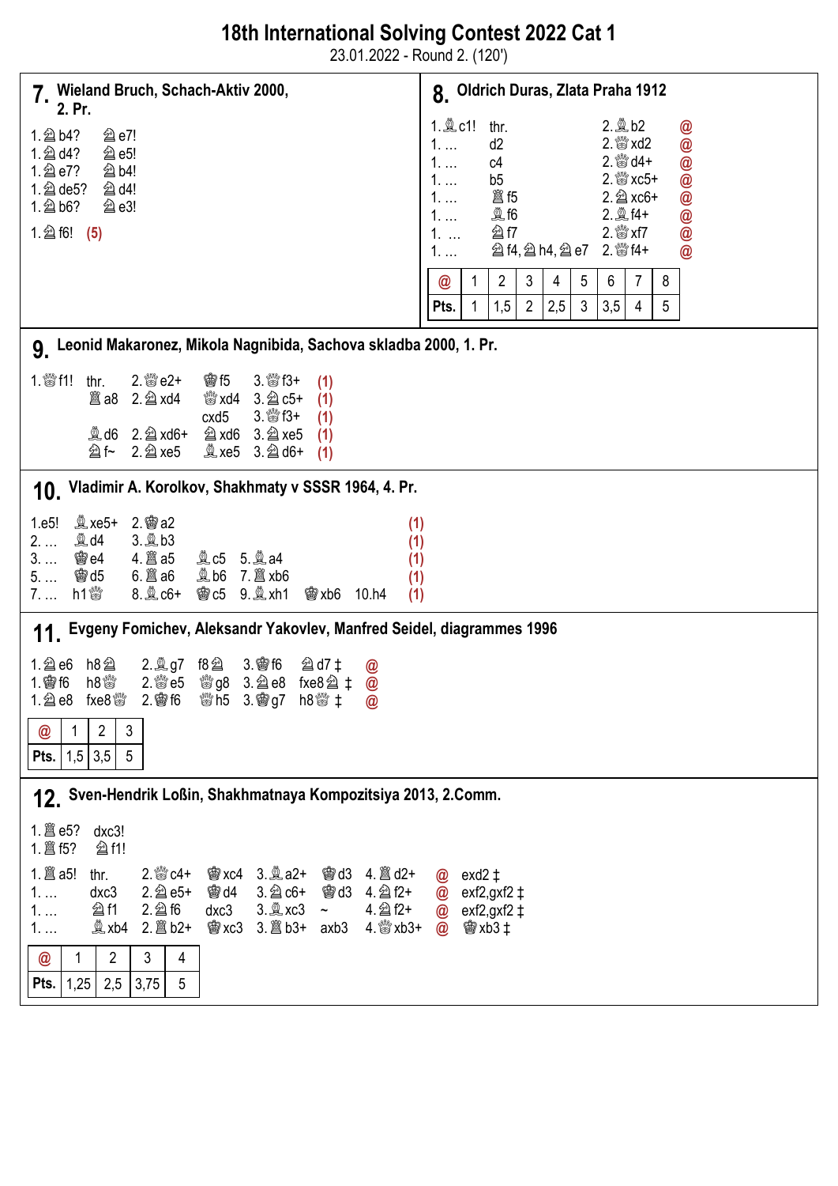# 18th International Solving Contest 2022 Cat 1

23.01.2022 - Round 2. (120')

## 7. Wieland Bruch, Schach-Aktiv 2000, 2. Pr.

1.♘b4? ♘e7!
1.♘d4? ♘e5!
1.♘e7? ♘b4!
1.♘de5? ♘d4!
1.♘b6? ♘e3!

1.♘f6! **(5)**

## 8. Oldrich Duras, Zlata Praha 1912

| | | |
|---|---|---|
| 1.♗c1! thr. | 2.♗b2 | @ |
| 1. … d2 | 2.♕xd2 | @ |
| 1. … c4 | 2.♕d4+ | @ |
| 1. … b5 | 2.♕xc5+ | @ |
| 1. … ♖f5 | 2.♘xc6+ | @ |
| 1. … ♗f6 | 2.♗f4+ | @ |
| 1. … ♘f7 | 2.♕xf7 | @ |
| 1. … ♘f4, ♘h4, ♘e7 | 2.♕f4+ | @ |

| @ | 1 | 2 | 3 | 4 | 5 | 6 | 7 | 8 |
|---|---|---|---|---|---|---|---|---|
| Pts. | 1 | 1,5 | 2 | 2,5 | 3 | 3,5 | 4 | 5 |

## 9. Leonid Makaronez, Mikola Nagnibida, Sachova skladba 2000, 1. Pr.

1.♕f1! thr. 2.♕e2+ ♔f5 3.♕f3+ **(1)**
♖a8 2.♘xd4 ♕xd4 3.♘c5+ **(1)**
cxd5 3.♕f3+ **(1)**
♗d6 2.♘xd6+ ♘xd6 3.♘xe5 **(1)**
♘f~ 2.♘xe5 ♗xe5 3.♘d6+ **(1)**

## 10. Vladimir A. Korolkov, Shakhmaty v SSSR 1964, 4. Pr.

1.e5! ♗xe5+ 2.♔a2 **(1)**
2. … ♗d4 3.♗b3 **(1)**
3. … ♔e4 4.♖a5 ♗c5 5.♗a4 **(1)**
5. … ♔d5 6.♖a6 ♗b6 7.♖xb6 **(1)**
7. … h1♕ 8.♗c6+ ♔c5 9.♗xh1 ♔xb6 10.h4 **(1)**

## 11. Evgeny Fomichev, Aleksandr Yakovlev, Manfred Seidel, diagrammes 1996

1.♘e6 h8♘ 2.♗g7 f8♘ 3.♔f6 ♘d7 ‡ @
1.♔f6 h8♕ 2.♕e5 ♕g8 3.♘e8 fxe8♘ ‡ @
1.♘e8 fxe8♕ 2.♔f6 ♕h5 3.♔g7 h8♕ ‡ @

| @ | 1 | 2 | 3 |
|---|---|---|---|
| Pts. | 1,5 | 3,5 | 5 |

## 12. Sven-Hendrik Loßin, Shakhmatnaya Kompozitsiya 2013, 2.Comm.

1.♖e5? dxc3!
1.♖f5? ♘f1!

1.♖a5! thr. 2.♕c4+ ♔xc4 3.♗a2+ ♔d3 4.♖d2+ @ exd2 ‡
1. … dxc3 2.♘e5+ ♔d4 3.♘c6+ ♔d3 4.♘f2+ @ exf2,gxf2 ‡
1. … ♘f1 2.♘f6 dxc3 3.♗xc3 ~ 4.♘f2+ @ exf2,gxf2 ‡
1. … ♗xb4 2.♖b2+ ♔xc3 3.♖b3+ axb3 4.♕xb3+ @ ♔xb3 ‡

| @ | 1 | 2 | 3 | 4 |
|---|---|---|---|---|
| Pts. | 1,25 | 2,5 | 3,75 | 5 |